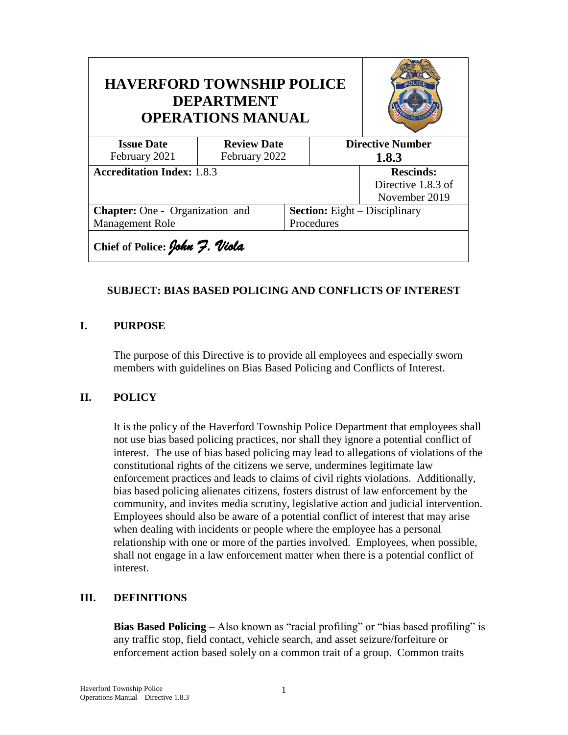| HAVERFORD TOWNSHIP POLICE DEPARTMENT OPERATIONS MANUAL | | | |
|---|---|---|---|
| **Issue Date** February 2021 | **Review Date** February 2022 | **Directive Number** **1.8.3** | |
| **Accreditation Index:** 1.8.3 | | | **Rescinds:** Directive 1.8.3 of November 2019 |
| **Chapter:** One - Organization and Management Role | | **Section:** Eight – Disciplinary Procedures | |
| **Chief of Police:** *John F. Viola* | | | |

**SUBJECT: BIAS BASED POLICING AND CONFLICTS OF INTEREST**

## I. PURPOSE

The purpose of this Directive is to provide all employees and especially sworn members with guidelines on Bias Based Policing and Conflicts of Interest.

## II. POLICY

It is the policy of the Haverford Township Police Department that employees shall not use bias based policing practices, nor shall they ignore a potential conflict of interest. The use of bias based policing may lead to allegations of violations of the constitutional rights of the citizens we serve, undermines legitimate law enforcement practices and leads to claims of civil rights violations. Additionally, bias based policing alienates citizens, fosters distrust of law enforcement by the community, and invites media scrutiny, legislative action and judicial intervention. Employees should also be aware of a potential conflict of interest that may arise when dealing with incidents or people where the employee has a personal relationship with one or more of the parties involved. Employees, when possible, shall not engage in a law enforcement matter when there is a potential conflict of interest.

## III. DEFINITIONS

**Bias Based Policing** – Also known as "racial profiling" or "bias based profiling" is any traffic stop, field contact, vehicle search, and asset seizure/forfeiture or enforcement action based solely on a common trait of a group. Common traits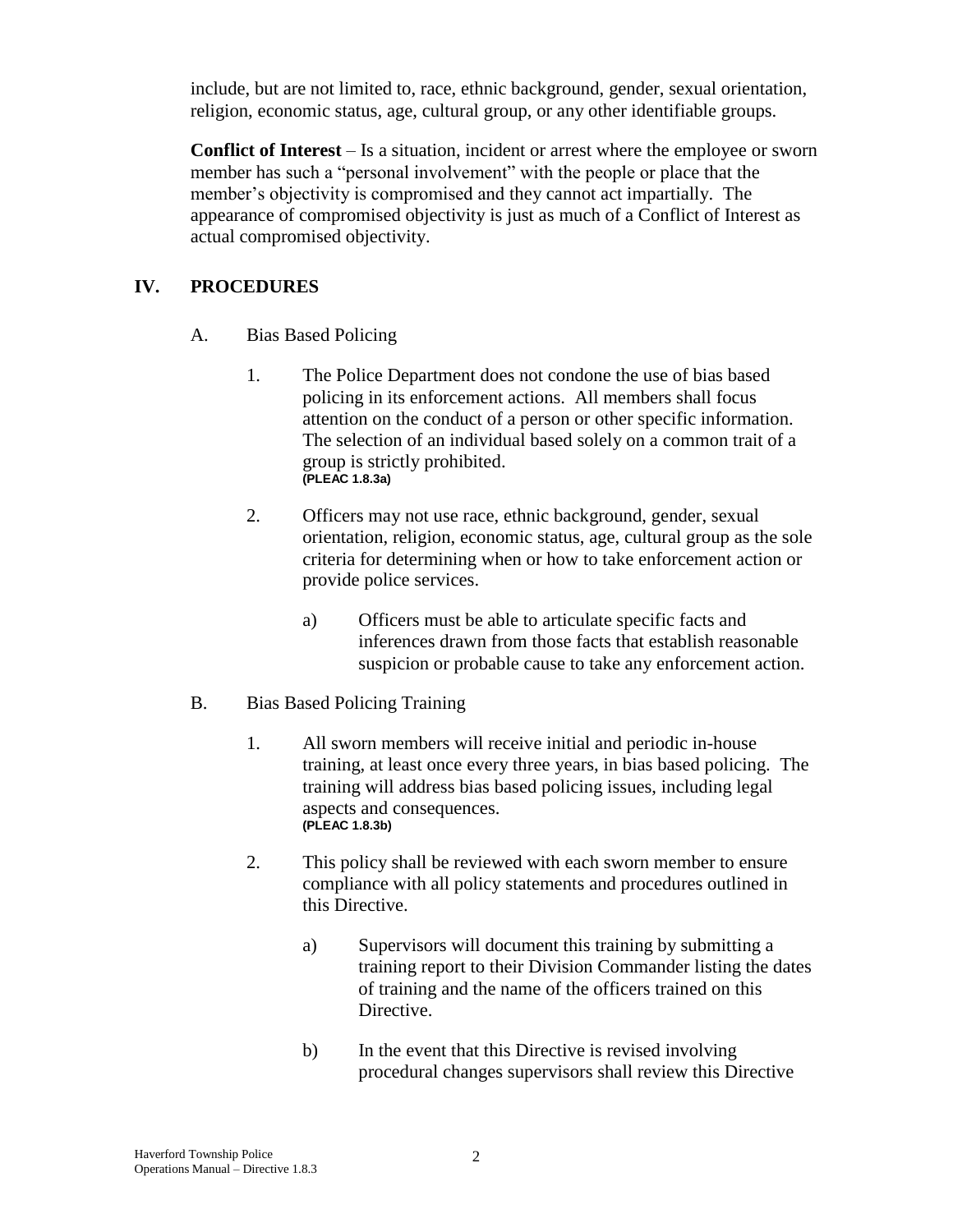include, but are not limited to, race, ethnic background, gender, sexual orientation, religion, economic status, age, cultural group, or any other identifiable groups.

**Conflict of Interest** – Is a situation, incident or arrest where the employee or sworn member has such a "personal involvement" with the people or place that the member's objectivity is compromised and they cannot act impartially. The appearance of compromised objectivity is just as much of a Conflict of Interest as actual compromised objectivity.

## IV. PROCEDURES

A. Bias Based Policing

1. The Police Department does not condone the use of bias based policing in its enforcement actions. All members shall focus attention on the conduct of a person or other specific information. The selection of an individual based solely on a common trait of a group is strictly prohibited.
   **(PLEAC 1.8.3a)**

2. Officers may not use race, ethnic background, gender, sexual orientation, religion, economic status, age, cultural group as the sole criteria for determining when or how to take enforcement action or provide police services.

   a) Officers must be able to articulate specific facts and inferences drawn from those facts that establish reasonable suspicion or probable cause to take any enforcement action.

B. Bias Based Policing Training

1. All sworn members will receive initial and periodic in-house training, at least once every three years, in bias based policing. The training will address bias based policing issues, including legal aspects and consequences.
   **(PLEAC 1.8.3b)**

2. This policy shall be reviewed with each sworn member to ensure compliance with all policy statements and procedures outlined in this Directive.

   a) Supervisors will document this training by submitting a training report to their Division Commander listing the dates of training and the name of the officers trained on this Directive.

   b) In the event that this Directive is revised involving procedural changes supervisors shall review this Directive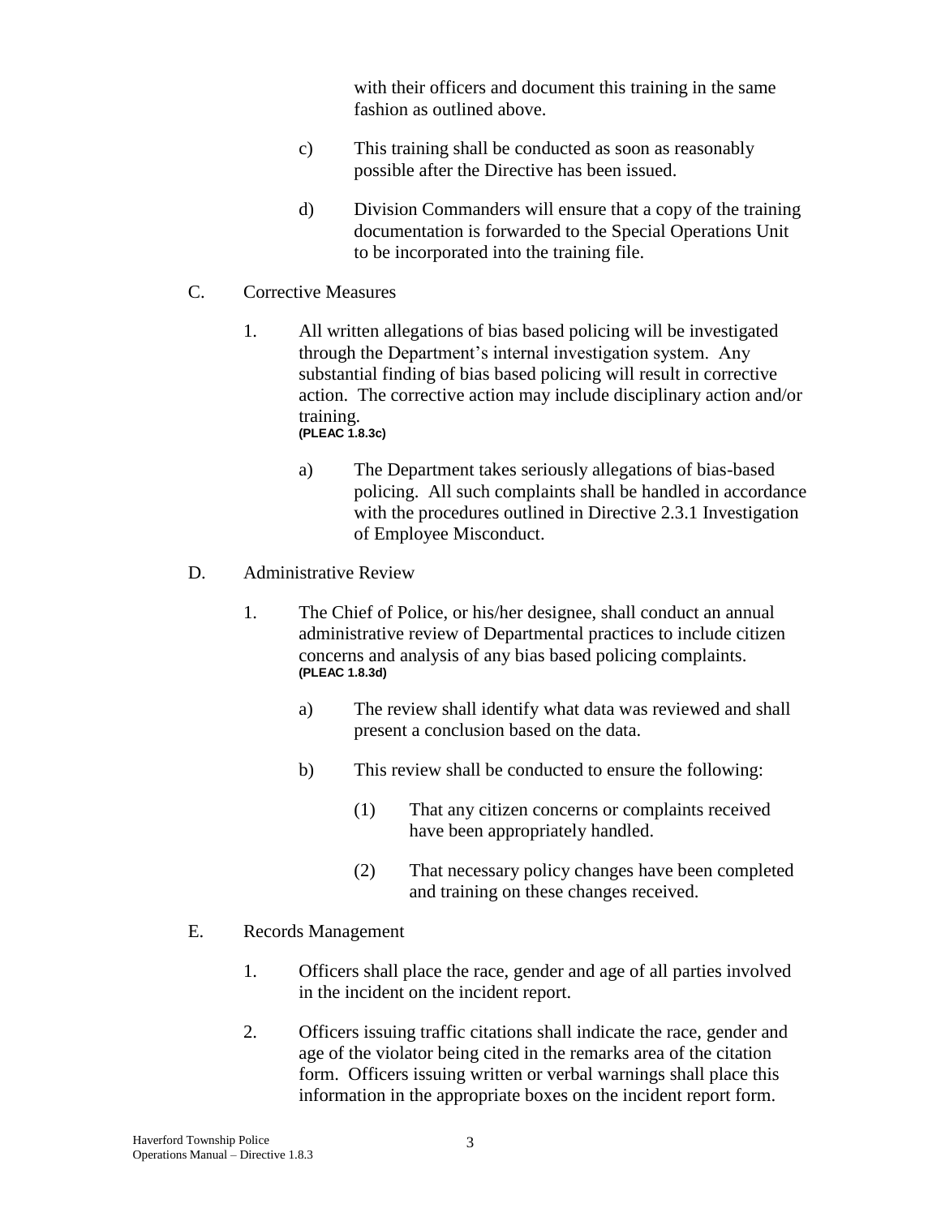with their officers and document this training in the same fashion as outlined above.

c) This training shall be conducted as soon as reasonably possible after the Directive has been issued.

d) Division Commanders will ensure that a copy of the training documentation is forwarded to the Special Operations Unit to be incorporated into the training file.

C. Corrective Measures

1. All written allegations of bias based policing will be investigated through the Department's internal investigation system. Any substantial finding of bias based policing will result in corrective action. The corrective action may include disciplinary action and/or training.
**(PLEAC 1.8.3c)**

a) The Department takes seriously allegations of bias-based policing. All such complaints shall be handled in accordance with the procedures outlined in Directive 2.3.1 Investigation of Employee Misconduct.

D. Administrative Review

1. The Chief of Police, or his/her designee, shall conduct an annual administrative review of Departmental practices to include citizen concerns and analysis of any bias based policing complaints.
**(PLEAC 1.8.3d)**

a) The review shall identify what data was reviewed and shall present a conclusion based on the data.

b) This review shall be conducted to ensure the following:

(1) That any citizen concerns or complaints received have been appropriately handled.

(2) That necessary policy changes have been completed and training on these changes received.

E. Records Management

1. Officers shall place the race, gender and age of all parties involved in the incident on the incident report.

2. Officers issuing traffic citations shall indicate the race, gender and age of the violator being cited in the remarks area of the citation form. Officers issuing written or verbal warnings shall place this information in the appropriate boxes on the incident report form.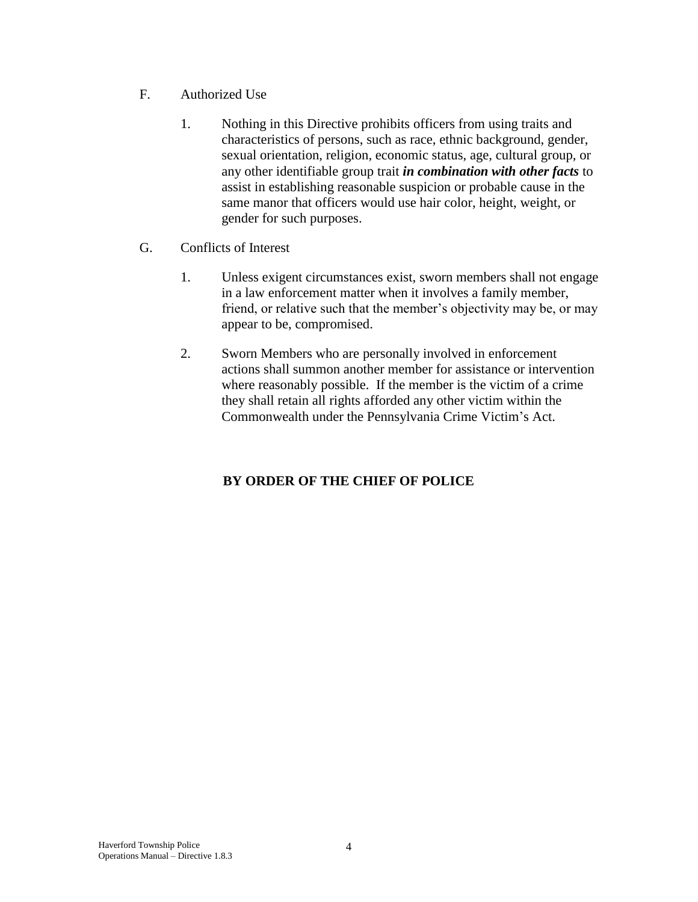F. Authorized Use

1. Nothing in this Directive prohibits officers from using traits and characteristics of persons, such as race, ethnic background, gender, sexual orientation, religion, economic status, age, cultural group, or any other identifiable group trait ***in combination with other facts*** to assist in establishing reasonable suspicion or probable cause in the same manor that officers would use hair color, height, weight, or gender for such purposes.

G. Conflicts of Interest

1. Unless exigent circumstances exist, sworn members shall not engage in a law enforcement matter when it involves a family member, friend, or relative such that the member's objectivity may be, or may appear to be, compromised.

2. Sworn Members who are personally involved in enforcement actions shall summon another member for assistance or intervention where reasonably possible. If the member is the victim of a crime they shall retain all rights afforded any other victim within the Commonwealth under the Pennsylvania Crime Victim's Act.

**BY ORDER OF THE CHIEF OF POLICE**